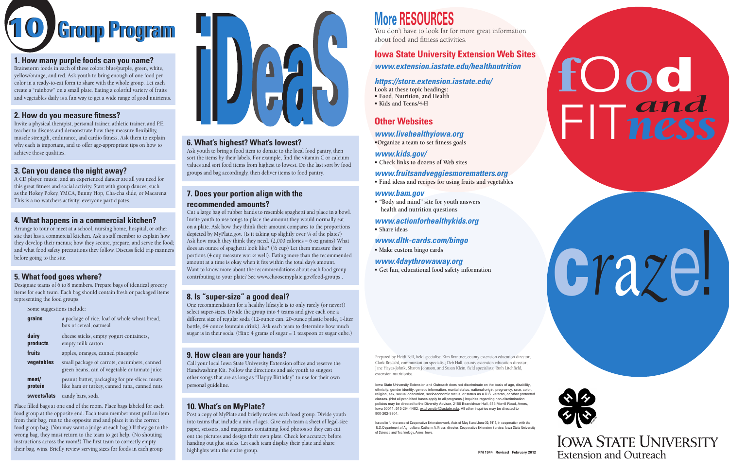# 10 Group Program iDeas

## 1. How many purple foods can you name?

Brainstorm foods in each of these colors: blue/purple, green, white, yellow/orange, and red. Ask youth to bring enough of one food per color in a ready-to-eat form to share with the whole group. Let each create a "rainbow" on a small plate. Eating a colorful variety of fruits and vegetables daily is a fun way to get a wide range of good nutrients.

## 2. How do you measure fitness?

Invite a physical therapist, personal trainer, athletic trainer, and P.E. teacher to discuss and demonstrate how they measure flexibility, muscle strength, endurance, and cardio fitness. Ask them to explain why each is important, and to offer age-appropriate tips on how to achieve those qualities.

## 3. Can you dance the night away?

A CD player, music, and an experienced dancer are all you need for this great fitness and social activity. Start with group dances, such as the Hokey Pokey, YMCA, Bunny Hop, Cha-cha slide, or Macarena. This is a no-watchers activity; everyone participates.

## 4. What happens in a commercial kitchen?

Arrange to tour or meet at a school, nursing home, hospital, or other site that has a commercial kitchen. Ask a staff member to explain how they develop their menus; how they secure, prepare, and serve the food; and what food safety precautions they follow. Discuss field trip manners before going to the site.

## 5. What food goes where?

Designate teams of 6 to 8 members. Prepare bags of identical grocery items for each team. Each bag should contain fresh or packaged items representing the food groups.

Some suggestions include:

| | |
|---|---|
| **grains** | a package of rice, loaf of whole wheat bread, box of cereal, oatmeal |
| **dairy products** | cheese sticks, empty yogurt containers, empty milk carton |
| **fruits** | apples, oranges, canned pineapple |
| **vegetables** | small package of carrots, cucumbers, canned green beans, can of vegetable or tomato juice |
| **meat/ protein** | peanut butter, packaging for pre-sliced meats like ham or turkey, canned tuna, canned nuts |
| **sweets/fats** | candy bars, soda |

Place filled bags at one end of the room. Place bags labeled for each food group at the opposite end. Each team member must pull an item from their bag, run to the opposite end and place it in the correct food group bag. (You may want a judge at each bag.) If they go to the wrong bag, they must return to the team to get help. (No shouting instructions across the room!) The first team to correctly empty their bag, wins. Briefly review serving sizes for foods in each group

## 6. What's highest? What's lowest?

Ask youth to bring a food item to donate to the local food pantry, then sort the items by their labels. For example, find the vitamin C or calcium values and sort food items from highest to lowest. Do the last sort by food groups and bag accordingly, then deliver items to food pantry.

## 7. Does your portion align with the recommended amounts?

Cut a large bag of rubber bands to resemble spaghetti and place in a bowl. Invite youth to use tongs to place the amount they would normally eat on a plate. Ask how they think their amount compares to the proportions depicted by MyPlate.gov. (Is it taking up slightly over ¼ of the plate?) Ask how much they think they need. (2,000 calories = 6 oz grains) What does an ounce of spaghetti look like? (½ cup) Let them measure their portions (4 cup measure works well). Eating more than the recommended amount at a time is okay when it fits within the total day's amount. Want to know more about the recommendations about each food group contributing to your plate? See www.choosemyplate.gov/food-groups .

## 8. Is "super-size" a good deal?

One recommendation for a healthy lifestyle is to only rarely (or never!) select super-sizes. Divide the group into 4 teams and give each one a different size of regular soda (12-ounce can, 20-ounce plastic bottle, 1-liter bottle, 64-ounce fountain drink). Ask each team to determine how much sugar is in their soda. (Hint: 4 grams of sugar = 1 teaspoon or sugar cube.)

## 9. How clean are your hands?

Call your local Iowa State University Extension office and reserve the Handwashing Kit. Follow the directions and ask youth to suggest other songs that are as long as "Happy Birthday" to use for their own personal guideline.

## 10. What's on MyPlate?

Post a copy of MyPlate and briefly review each food group. Divide youth into teams that include a mix of ages. Give each team a sheet of legal-size paper, scissors, and magazines containing food photos so they can cut out the pictures and design their own plate. Check for accuracy before handing out glue sticks. Let each team display their plate and share highlights with the entire group.

## More RESOURCES

You don't have to look far for more great information about food and fitness activities.

### Iowa State University Extension Web Sites

***www.extension.iastate.edu/healthnutrition***

***https://store.extension.iastate.edu/***

Look at these topic headings:
- Food, Nutrition, and Health
- Kids and Teens/4-H

### Other Websites

***www.livehealthyiowa.org***
- Organize a team to set fitness goals

***www.kids.gov/***
- Check links to dozens of Web sites

***www.fruitsandveggiesmorematters.org***
- Find ideas and recipes for using fruits and vegetables

***www.bam.gov***
- "Body and mind" site for youth answers health and nutrition questions

***www.actionforhealthykids.org***
- Share ideas

***www.dltk-cards.com/bingo***
- Make custom bingo cards

***www.4daythrowaway.org***
- Get fun, educational food safety information

Prepared by Heidi Bell, field specialist; Kim Brantner, county extension education director; Clark Bredahl, communication specialist; Deb Hall, county extension education director; Jane Hayes-Johnk, Sharon Johnson, and Susan Klein, field specialists; Ruth Litchfield, extension nutritionist.

Iowa State University Extension and Outreach does not discriminate on the basis of age, disability, ethnicity, gender identity, genetic information, marital status, national origin, pregnancy, race, color, religion, sex, sexual orientation, socioeconomic status, or status as a U.S. veteran, or other protected classes. (Not all prohibited bases apply to all programs.) Inquiries regarding non-discrimination policies may be directed to the Diversity Advisor, 2150 Beardshear Hall, 515 Morrill Road, Ames, Iowa 50011, 515-294-1482, extdiversity@iastate.edu. All other inquiries may be directed to 800-262-3804.

Issued in furtherance of Cooperative Extension work, Acts of May 8 and June 30, 1914, in cooperation with the U.S. Department of Agriculture. Cathann A. Kress, director, Cooperative Extension Service, Iowa State University of Science and Technology, Ames, Iowa.

PM 1944 Revised February 2012

# fOod and FITness craze!

IOWA STATE UNIVERSITY
Extension and Outreach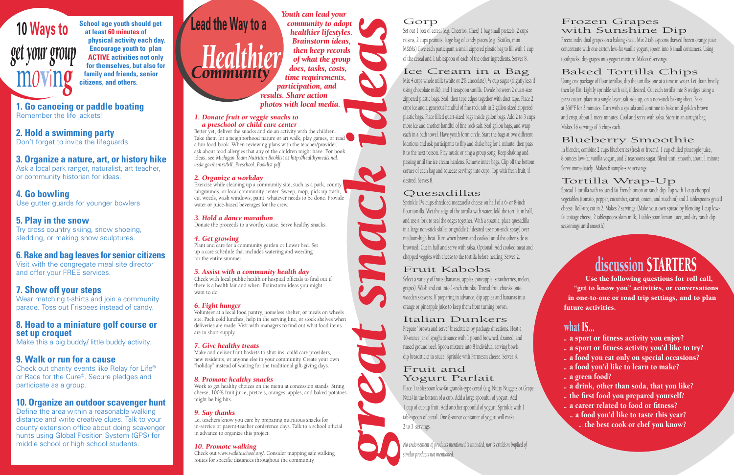# 10 Ways to get your group moving

**School age youth should get at least 60 minutes of physical activity each day. Encourage youth to plan ACTIVE activities not only for themselves, but also for family and friends, senior citizens, and others.**

## 1. Go canoeing or paddle boating
Remember the life jackets!

## 2. Hold a swimming party
Don't forget to invite the lifeguards.

## 3. Organize a nature, art, or history hike
Ask a local park ranger, naturalist, art teacher, or community historian for ideas.

## 4. Go bowling
Use gutter guards for younger bowlers

## 5. Play in the snow
Try cross country skiing, snow shoeing, sledding, or making snow sculptures.

## 6. Rake and bag leaves for senior citizens
Visit with the congregate meal site director and offer your FREE services.

## 7. Show off your steps
Wear matching t-shirts and join a community parade. Toss out Frisbees instead of candy.

## 8. Head to a miniature golf course or set up croquet
Make this a big buddy/ little buddy activity.

## 9. Walk or run for a cause
Check out charity events like Relay for Life® or Race for the Cure®. Secure pledges and participate as a group.

## 10. Organize an outdoor scavenger hunt
Define the area within a reasonable walking distance and write creative clues. Talk to your county extension office about doing scavenger hunts using Global Position System (GPS) for middle school or high school students.

# Lead the Way to a Healthier Community

*Youth can lead your community to adopt healthier lifestyles. Brainstorm ideas, then keep records of what the group does, tasks, costs, time requirements, participation, and results. Share action photos with local media.*

### *1. Donate fruit or veggie snacks to a preschool or child care center*
Better yet, deliver the snacks and do an activity with the children. Take them for a neighborhood nature or art walk, play games, or read a fun food book. When reviewing plans with the teacher/provider, ask about food allergies that any of the children might have. For book ideas, see *Michigan Team Nutrition Booklist at http://healthymeals.nal.usda.gov/hsmrs/MI_Preschool_Booklist.pdf.*

### *2. Organize a workday*
Exercise while cleaning up a community site, such as a park, county fairgrounds, or local community center. Sweep, mop, pick up trash, cut weeds, wash windows, paint; whatever needs to be done. Provide water or juice-based beverages for the crew.

### *3. Hold a dance marathon*
Donate the proceeds to a worthy cause. Serve healthy snacks.

### *4. Get growing*
Plant and care for a community garden or flower bed. Set up a care schedule that includes watering and weeding for the entire summer.

### *5. Assist with a community health day*
Check with local public health or hospital officials to find out if there is a health fair and when. Brainstorm ideas you might want to do.

### *6. Fight hunger*
Volunteer at a local food pantry, homeless shelter, or meals on wheels site. Pack cold lunches, help in the serving line, or stock shelves when deliveries are made. Visit with managers to find out what food items are in short supply.

### *7. Give healthy treats*
Make and deliver fruit baskets to shut-ins, child care providers, new residents, or anyone else in your community. Create your own "holiday" instead of waiting for the traditional gift-giving days.

### *8. Promote healthy snacks*
Work to get healthy choices on the menu at concession stands. String cheese, 100% fruit juice, pretzels, oranges, apples, and baked potatoes might be big hits.

### *9. Say thanks*
Let teachers know you care by preparing nutritious snacks for in-service or parent-teacher conference days. Talk to a school official in advance to organize this project.

### *10. Promote walking*
Check out *www.walktoschool.org/*. Consider mapping safe walking routes for specific distances throughout the community.

# great snack ideas

### Gorp
Set out 1 box of cereal (e.g. Cheerios, Chex) 1 bag small pretzels, 2 cups raisins, 2 cups peanuts, large bag of candy pieces (e.g. Skittles, mini M&Ms) Give each participant a small zippered plastic bag to fill with 1 cup of the cereal and 1 tablespoon of each of the other ingredients. Serves 8.

### Ice Cream in a Bag
Mix 4 cups whole milk (white or 2% chocolate), ½ cup sugar (slightly less if using chocolate milk), and 1 teaspoon vanilla. Divide between 2 quart-size zippered plastic bags. Seal, then tape edges together with duct tape. Place 2 cups ice and a generous handful of fine rock salt in 2 gallon-sized zippered plastic bags. Place filled quart-sized bags inside gallon bags. Add 2 to 3 cups more ice and another handful of fine rock salt. Seal gallon bags, and wrap each in a bath towel. Have youth form circle. Start the bags at two different locations and ask participants to flip and shake bag for 1 minute, then pass it to the next person. Play music or sing a group song. Keep shaking and passing until the ice cream hardens. Remove inner bags. Clip off the bottom corner of each bag and squeeze servings into cups. Top with fresh fruit, if desired. Serves 8.

### Quesadillas
Sprinkle 1½ cups shredded mozzarella cheese on half of a 6- or 8-inch flour tortilla. Wet the edge of the tortilla with water, fold the tortilla in half, and use a fork to seal the edges together. With a spatula, place quesadilla in a large non-stick skillet or griddle (if desired use non-stick spray) over medium-high heat. Turn when brown and cooked until the other side is browned. Cut in half and serve with salsa. Optional: Add cooked meat and chopped veggies with cheese to the tortilla before heating. Serves 2.

### Fruit Kabobs
Select a variety of fruits (bananas, apples, pineapple, strawberries, melon, grapes). Wash and cut into 1-inch chunks. Thread fruit chunks onto wooden skewers. If preparing in advance, dip apples and bananas into orange or pineapple juice to keep them from turning brown.

### Italian Dunkers
Prepare "brown and serve" breadsticks by package directions. Heat a 10-ounce jar of spaghetti sauce with 1 pound browned, drained, and rinsed ground beef. Spoon mixture into 8 individual serving bowls; dip breadsticks in sauce. Sprinkle with Parmesan cheese. Serves 8.

### Fruit and Yogurt Parfait
Place 1 tablespoon low-fat granola-type cereal (e.g. Nutty Nuggets or Grape Nuts) in the bottom of a cup. Add a large spoonful of yogurt. Add 1 cup of cut-up fruit. Add another spoonful of yogurt. Sprinkle with 1 tablespoon of cereal. One 8-ounce container of yogurt will make 2 to 3 servings.

*No endorsement of products mentioned is intended, nor is criticism implied of similar products not mentioned.*

### Frozen Grapes with Sunshine Dip
Freeze individual grapes on a baking sheet. Mix 2 tablespoons thawed frozen orange juice concentrate with one carton low-fat vanilla yogurt; spoon into 6 small containers. Using toothpicks, dip grapes into yogurt mixture. Makes 6 servings.

### Baked Tortilla Chips
Using one package of flour tortillas, dip the tortillas one at a time in water. Let drain briefly, then lay flat. Lightly sprinkle with salt, if desired. Cut each tortilla into 8 wedges using a pizza cutter; place in a single layer, salt side up, on a non-stick baking sheet. Bake at 350ºF for 3 minutes. Turn with a spatula and continue to bake until golden brown and crisp, about 2 more minutes. Cool and serve with salsa. Store in an airtight bag. Makes 16 servings of 5 chips each.

### Blueberry Smoothie
In blender, combine 2 cups blueberries (fresh or frozen), 1 cup chilled pineapple juice, 8 ounces low-fat vanilla yogurt, and 2 teaspoons sugar. Blend until smooth, about 1 minute. Serve immediately. Makes 6 sample-size servings.

### Tortilla Wrap-Up
Spread 1 tortilla with reduced fat French onion or ranch dip. Top with 1 cup chopped vegetables (tomato, pepper, cucumber, carrot, onion, and zucchini) and 2 tablespoons grated cheese. Roll-up; cut in 2. Makes 2 servings. (Make your own spread by blending 1 cup low-fat cottage cheese, 2 tablespoons skim milk, 1 tablespoon lemon juice, and dry ranch dip seasonings until smooth).

# discussion STARTERS

**Use the following questions for roll call, "get to know you" activities, or conversations in one-to-one or road trip settings, and to plan future activities.**

## what IS...

- **... a sport or fitness activity you enjoy?**
- **... a sport or fitness activity you'd like to try?**
- **... a food you eat only on special occasions?**
- **... a food you'd like to learn to make?**
- **... a green food?**
- **... a drink, other than soda, that you like?**
- **... the first food you prepared yourself?**
- **... a career related to food or fitness?**
- **... a food you'd like to taste this year?**
- **... the best cook or chef you know?**